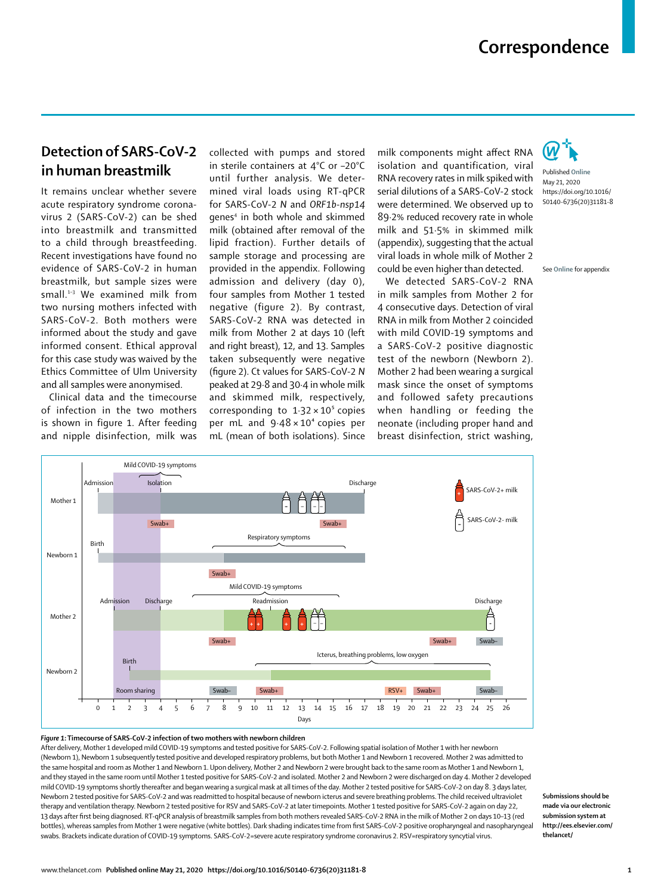# Correspondence

## Detection of SARS-CoV-2 in human breastmilk

Published Online May 21, 2020 https://doi.org/10.1016/S0140-6736(20)31181-8

See Online for appendix

It remains unclear whether severe acute respiratory syndrome coronavirus 2 (SARS-CoV-2) can be shed into breastmilk and transmitted to a child through breastfeeding. Recent investigations have found no evidence of SARS-CoV-2 in human breastmilk, but sample sizes were small.[1–3] We examined milk from two nursing mothers infected with SARS-CoV-2. Both mothers were informed about the study and gave informed consent. Ethical approval for this case study was waived by the Ethics Committee of Ulm University and all samples were anonymised.

Clinical data and the timecourse of infection in the two mothers is shown in figure 1. After feeding and nipple disinfection, milk was collected with pumps and stored in sterile containers at 4°C or –20°C until further analysis. We determined viral loads using RT-qPCR for SARS-CoV-2 *N* and *ORF1b-nsp14* genes[4] in both whole and skimmed milk (obtained after removal of the lipid fraction). Further details of sample storage and processing are provided in the appendix. Following admission and delivery (day 0), four samples from Mother 1 tested negative (figure 2). By contrast, SARS-CoV-2 RNA was detected in milk from Mother 2 at days 10 (left and right breast), 12, and 13. Samples taken subsequently were negative (figure 2). Ct values for SARS-CoV-2 *N* peaked at 29·8 and 30·4 in whole milk and skimmed milk, respectively, corresponding to $1{\cdot}32 \times 10^5$ copies per mL and $9{\cdot}48 \times 10^4$ copies per mL (mean of both isolations). Since milk components might affect RNA isolation and quantification, viral RNA recovery rates in milk spiked with serial dilutions of a SARS-CoV-2 stock were determined. We observed up to 89·2% reduced recovery rate in whole milk and 51·5% in skimmed milk (appendix), suggesting that the actual viral loads in whole milk of Mother 2 could be even higher than detected.

We detected SARS-CoV-2 RNA in milk samples from Mother 2 for 4 consecutive days. Detection of viral RNA in milk from Mother 2 coincided with mild COVID-19 symptoms and a SARS-CoV-2 positive diagnostic test of the newborn (Newborn 2). Mother 2 had been wearing a surgical mask since the onset of symptoms and followed safety precautions when handling or feeding the neonate (including proper hand and breast disinfection, strict washing,

***Figure 1*: Timecourse of SARS-CoV-2 infection of two mothers with newborn children**

After delivery, Mother 1 developed mild COVID-19 symptoms and tested positive for SARS-CoV-2. Following spatial isolation of Mother 1 with her newborn (Newborn 1), Newborn 1 subsequently tested positive and developed respiratory problems, but both Mother 1 and Newborn 1 recovered. Mother 2 was admitted to the same hospital and room as Mother 1 and Newborn 1. Upon delivery, Mother 2 and Newborn 2 were brought back to the same room as Mother 1 and Newborn 1, and they stayed in the same room until Mother 1 tested positive for SARS-CoV-2 and isolated. Mother 2 and Newborn 2 were discharged on day 4. Mother 2 developed mild COVID-19 symptoms shortly thereafter and began wearing a surgical mask at all times of the day. Mother 2 tested positive for SARS-CoV-2 on day 8. 3 days later, Newborn 2 tested positive for SARS-CoV-2 and was readmitted to hospital because of newborn icterus and severe breathing problems. The child received ultraviolet therapy and ventilation therapy. Newborn 2 tested positive for RSV and SARS-CoV-2 at later timepoints. Mother 1 tested positive for SARS-CoV-2 again on day 22, 13 days after first being diagnosed. RT-qPCR analysis of breastmilk samples from both mothers revealed SARS-CoV-2 RNA in the milk of Mother 2 on days 10–13 (red bottles), whereas samples from Mother 1 were negative (white bottles). Dark shading indicates time from first SARS-CoV-2 positive oropharyngeal and nasopharyngeal swabs. Brackets indicate duration of COVID-19 symptoms. SARS-CoV-2=severe acute respiratory syndrome coronavirus 2. RSV=respiratory syncytial virus.

Submissions should be made via our electronic submission system at http://ees.elsevier.com/thelancet/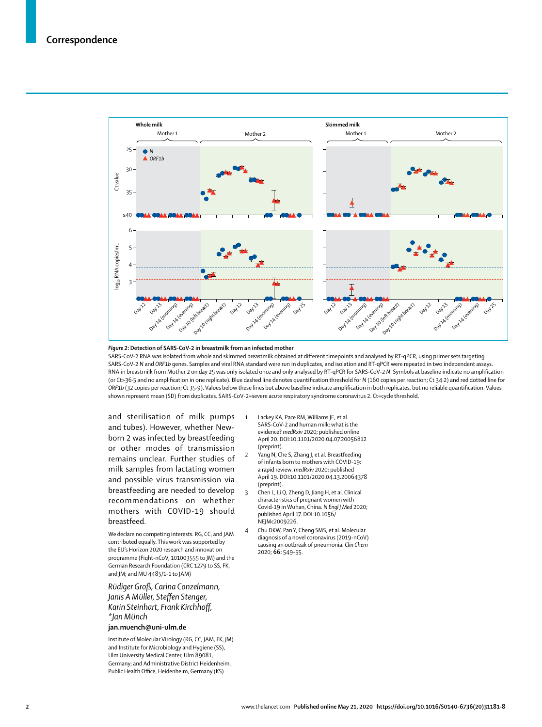Whole milk

Mother 1

Mother 2

Skimmed milk

Mother 1

Mother 2

N

ORF1b

Ct value

25

30

35

≥40

$\log_{10}$ RNA copies/mL

6

5

4

3

Day 12

Day 13

Day 14 (morning)

Day 14 (evening)

Day 10 (left breast)

Day 10 (right breast)

Day 12

Day 13

Day 14 (morning)

Day 14 (evening)

Day 25

***Figure 2*: Detection of SARS-CoV-2 in breastmilk from an infected mother**

SARS-CoV-2 RNA was isolated from whole and skimmed breastmilk obtained at different timepoints and analysed by RT-qPCR, using primer sets targeting SARS-CoV-2 *N* and *ORF1b* genes. Samples and viral RNA standard were run in duplicates, and isolation and RT-qPCR were repeated in two independent assays. RNA in breastmilk from Mother 2 on day 25 was only isolated once and only analysed by RT-qPCR for SARS-CoV-2 *N*. Symbols at baseline indicate no amplification (or Ct>36·5 and no amplification in one replicate). Blue dashed line denotes quantification threshold for *N* (160 copies per reaction; Ct 34·2) and red dotted line for *ORF1b* (32 copies per reaction; Ct 35·9). Values below these lines but above baseline indicate amplification in both replicates, but no reliable quantification. Values shown represent mean (SD) from duplicates. SARS-CoV-2=severe acute respiratory syndrome coronavirus 2. Ct=cycle threshold.

and sterilisation of milk pumps and tubes). However, whether Newborn 2 was infected by breastfeeding or other modes of transmission remains unclear. Further studies of milk samples from lactating women and possible virus transmission via breastfeeding are needed to develop recommendations on whether mothers with COVID-19 should breastfeed.

We declare no competing interests. RG, CC, and JAM contributed equally. This work was supported by the EU's Horizon 2020 research and innovation programme (Fight-nCoV, 101003555 to JM) and the German Research Foundation (CRC 1279 to SS, FK, and JM; and MU 4485/1-1 to JAM)

*Rüdiger Groß, Carina Conzelmann, Janis A Müller, Steffen Stenger, Karin Steinhart, Frank Kirchhoff, \*Jan Münch*

**jan.muench@uni-ulm.de**

Institute of Molecular Virology (RG, CC, JAM, FK, JM) and Institute for Microbiology and Hygiene (SS), Ulm University Medical Center, Ulm 89081, Germany; and Administrative District Heidenheim, Public Health Office, Heidenheim, Germany (KS)

1. Lackey KA, Pace RM, Williams JE, et al. SARS-CoV-2 and human milk: what is the evidence? *medRxiv* 2020; published online April 20. DOI:10.1101/2020.04.07.20056812 (preprint).
2. Yang N, Che S, Zhang J, et al. Breastfeeding of infants born to mothers with COVID-19: a rapid review. *medRxiv* 2020; published April 19. DOI:10.1101/2020.04.13.20064378 (preprint).
3. Chen L, Li Q, Zheng D, Jiang H, et al. Clinical characteristics of pregnant women with Covid-19 in Wuhan, China. *N Engl J Med* 2020; published April 17. DOI:10.1056/NEJMc2009226.
4. Chu DKW, Pan Y, Cheng SMS, et al. Molecular diagnosis of a novel coronavirus (2019-nCoV) causing an outbreak of pneumonia. *Clin Chem* 2020; **66:** 549–55.